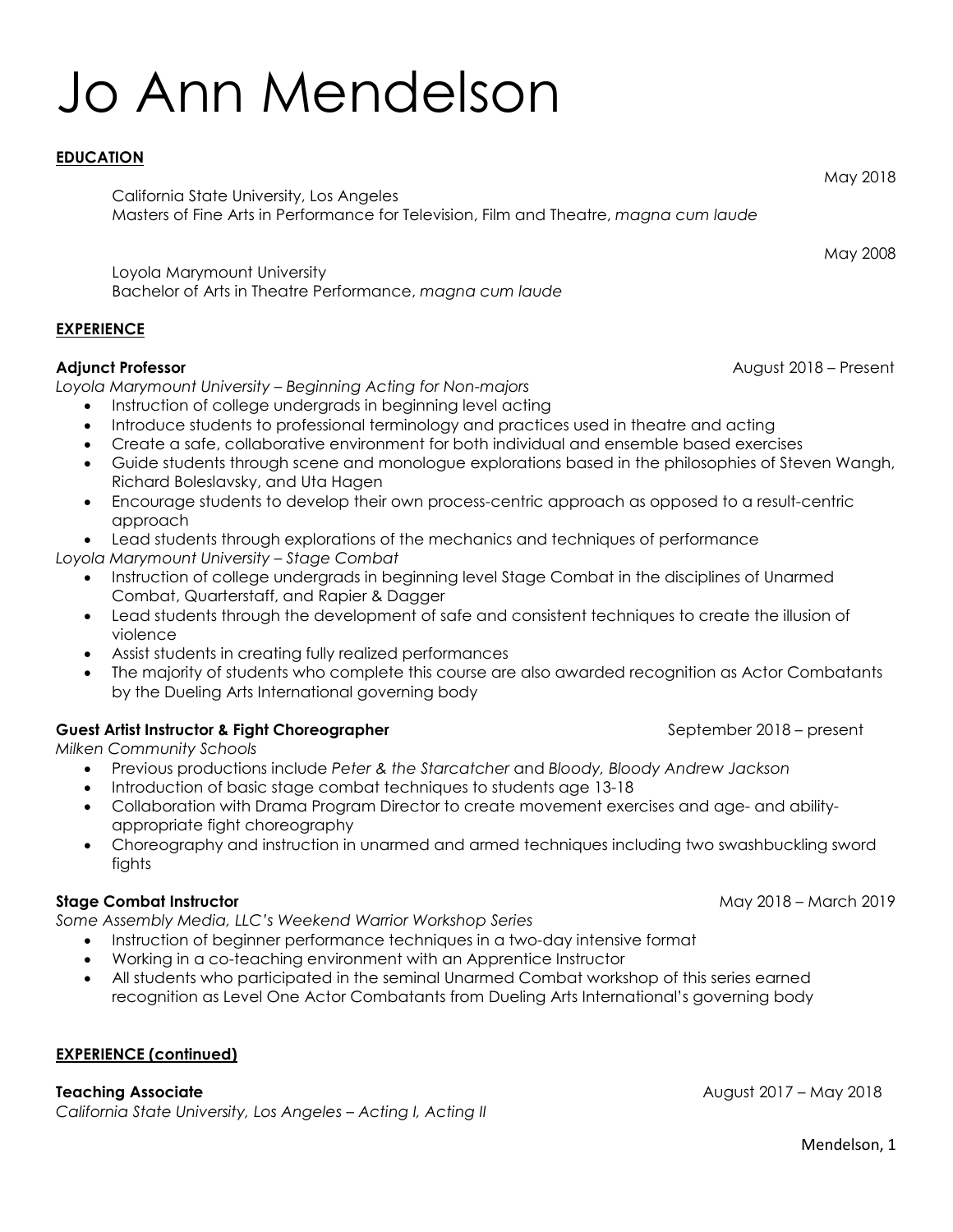# Jo Ann Mendelson

**EDUCATION**

May 2018

California State University, Los Angeles
Masters of Fine Arts in Performance for Television, Film and Theatre, *magna cum laude*

May 2008

Loyola Marymount University
Bachelor of Arts in Theatre Performance, *magna cum laude*

**EXPERIENCE**

**Adjunct Professor** August 2018 – Present

*Loyola Marymount University – Beginning Acting for Non-majors*

- Instruction of college undergrads in beginning level acting
- Introduce students to professional terminology and practices used in theatre and acting
- Create a safe, collaborative environment for both individual and ensemble based exercises
- Guide students through scene and monologue explorations based in the philosophies of Steven Wangh, Richard Boleslavsky, and Uta Hagen
- Encourage students to develop their own process-centric approach as opposed to a result-centric approach
- Lead students through explorations of the mechanics and techniques of performance

*Loyola Marymount University – Stage Combat*

- Instruction of college undergrads in beginning level Stage Combat in the disciplines of Unarmed Combat, Quarterstaff, and Rapier & Dagger
- Lead students through the development of safe and consistent techniques to create the illusion of violence
- Assist students in creating fully realized performances
- The majority of students who complete this course are also awarded recognition as Actor Combatants by the Dueling Arts International governing body

**Guest Artist Instructor & Fight Choreographer** September 2018 – present

*Milken Community Schools*

- Previous productions include *Peter & the Starcatcher* and *Bloody, Bloody Andrew Jackson*
- Introduction of basic stage combat techniques to students age 13-18
- Collaboration with Drama Program Director to create movement exercises and age- and ability-appropriate fight choreography
- Choreography and instruction in unarmed and armed techniques including two swashbuckling sword fights

**Stage Combat Instructor** May 2018 – March 2019

*Some Assembly Media, LLC's Weekend Warrior Workshop Series*

- Instruction of beginner performance techniques in a two-day intensive format
- Working in a co-teaching environment with an Apprentice Instructor
- All students who participated in the seminal Unarmed Combat workshop of this series earned recognition as Level One Actor Combatants from Dueling Arts International's governing body

**EXPERIENCE (continued)**

**Teaching Associate** August 2017 – May 2018

*California State University, Los Angeles – Acting I, Acting II*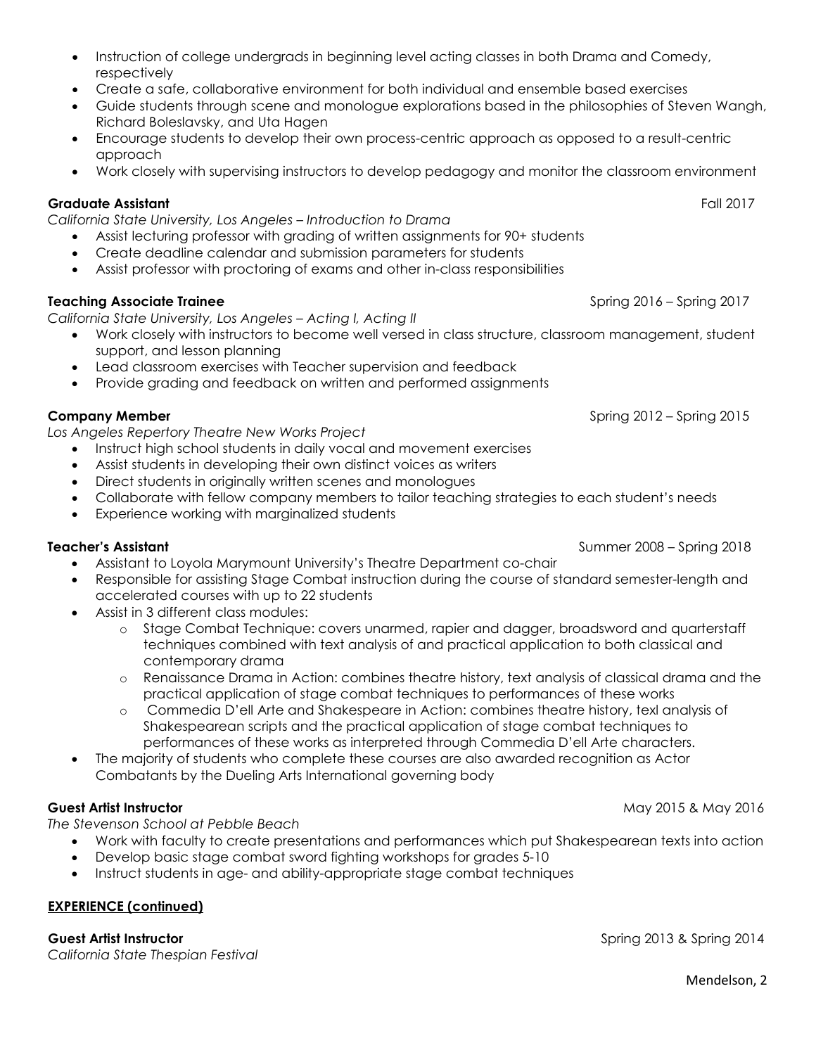- Instruction of college undergrads in beginning level acting classes in both Drama and Comedy, respectively
- Create a safe, collaborative environment for both individual and ensemble based exercises
- Guide students through scene and monologue explorations based in the philosophies of Steven Wangh, Richard Boleslavsky, and Uta Hagen
- Encourage students to develop their own process-centric approach as opposed to a result-centric approach
- Work closely with supervising instructors to develop pedagogy and monitor the classroom environment

**Graduate Assistant** Fall 2017

*California State University, Los Angeles – Introduction to Drama*

- Assist lecturing professor with grading of written assignments for 90+ students
- Create deadline calendar and submission parameters for students
- Assist professor with proctoring of exams and other in-class responsibilities

**Teaching Associate Trainee** Spring 2016 – Spring 2017

*California State University, Los Angeles – Acting I, Acting II*

- Work closely with instructors to become well versed in class structure, classroom management, student support, and lesson planning
- Lead classroom exercises with Teacher supervision and feedback
- Provide grading and feedback on written and performed assignments

**Company Member** Spring 2012 – Spring 2015

*Los Angeles Repertory Theatre New Works Project*

- Instruct high school students in daily vocal and movement exercises
- Assist students in developing their own distinct voices as writers
- Direct students in originally written scenes and monologues
- Collaborate with fellow company members to tailor teaching strategies to each student's needs
- Experience working with marginalized students

**Teacher's Assistant** Summer 2008 – Spring 2018

- Assistant to Loyola Marymount University's Theatre Department co-chair
- Responsible for assisting Stage Combat instruction during the course of standard semester-length and accelerated courses with up to 22 students
- Assist in 3 different class modules:
  - Stage Combat Technique: covers unarmed, rapier and dagger, broadsword and quarterstaff techniques combined with text analysis of and practical application to both classical and contemporary drama
  - Renaissance Drama in Action: combines theatre history, text analysis of classical drama and the practical application of stage combat techniques to performances of these works
  - Commedia D'ell Arte and Shakespeare in Action: combines theatre history, texl analysis of Shakespearean scripts and the practical application of stage combat techniques to performances of these works as interpreted through Commedia D'ell Arte characters.
- The majority of students who complete these courses are also awarded recognition as Actor Combatants by the Dueling Arts International governing body

**Guest Artist Instructor** May 2015 & May 2016

*The Stevenson School at Pebble Beach*

- Work with faculty to create presentations and performances which put Shakespearean texts into action
- Develop basic stage combat sword fighting workshops for grades 5-10
- Instruct students in age- and ability-appropriate stage combat techniques

## EXPERIENCE (continued)

**Guest Artist Instructor** Spring 2013 & Spring 2014

*California State Thespian Festival*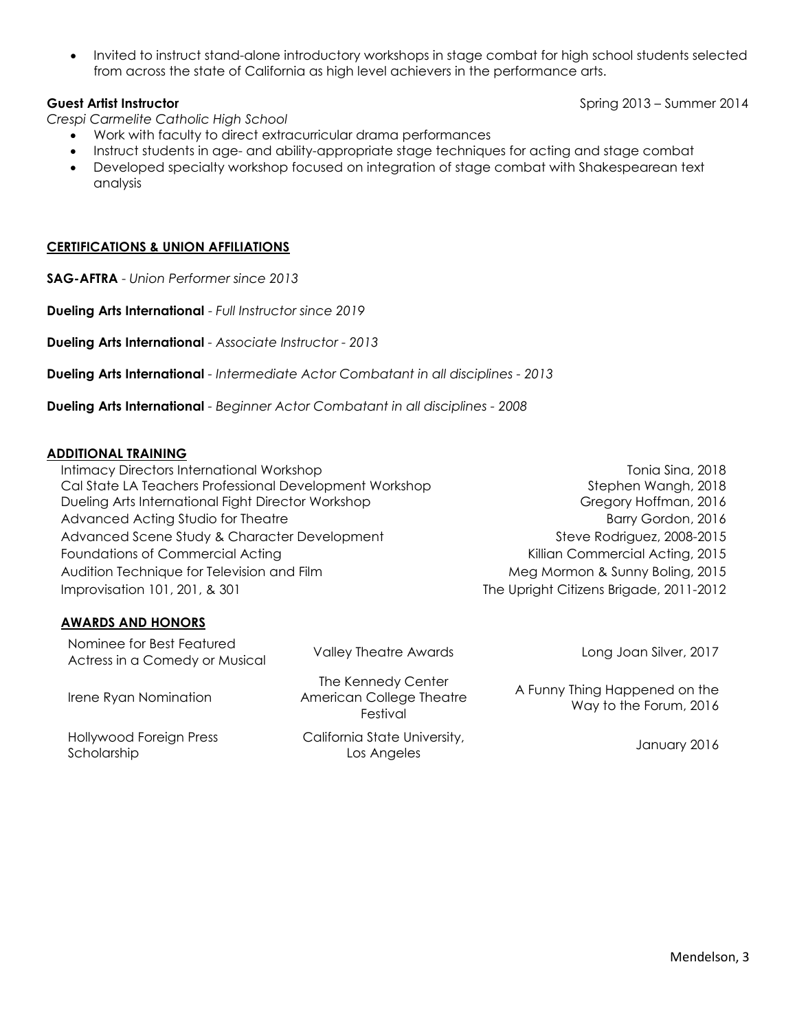- Invited to instruct stand-alone introductory workshops in stage combat for high school students selected from across the state of California as high level achievers in the performance arts.

**Guest Artist Instructor** Spring 2013 – Summer 2014
*Crespi Carmelite Catholic High School*

- Work with faculty to direct extracurricular drama performances
- Instruct students in age- and ability-appropriate stage techniques for acting and stage combat
- Developed specialty workshop focused on integration of stage combat with Shakespearean text analysis

## CERTIFICATIONS & UNION AFFILIATIONS

**SAG-AFTRA** - *Union Performer since 2013*

**Dueling Arts International** - *Full Instructor since 2019*

**Dueling Arts International** - *Associate Instructor - 2013*

**Dueling Arts International** - *Intermediate Actor Combatant in all disciplines - 2013*

**Dueling Arts International** - *Beginner Actor Combatant in all disciplines - 2008*

## ADDITIONAL TRAINING

| | |
|---|---|
| Intimacy Directors International Workshop | Tonia Sina, 2018 |
| Cal State LA Teachers Professional Development Workshop | Stephen Wangh, 2018 |
| Dueling Arts International Fight Director Workshop | Gregory Hoffman, 2016 |
| Advanced Acting Studio for Theatre | Barry Gordon, 2016 |
| Advanced Scene Study & Character Development | Steve Rodriguez, 2008-2015 |
| Foundations of Commercial Acting | Killian Commercial Acting, 2015 |
| Audition Technique for Television and Film | Meg Mormon & Sunny Boling, 2015 |
| Improvisation 101, 201, & 301 | The Upright Citizens Brigade, 2011-2012 |

## AWARDS AND HONORS

| | | |
|---|---|---|
| Nominee for Best Featured Actress in a Comedy or Musical | Valley Theatre Awards | Long Joan Silver, 2017 |
| Irene Ryan Nomination | The Kennedy Center American College Theatre Festival | A Funny Thing Happened on the Way to the Forum, 2016 |
| Hollywood Foreign Press Scholarship | California State University, Los Angeles | January 2016 |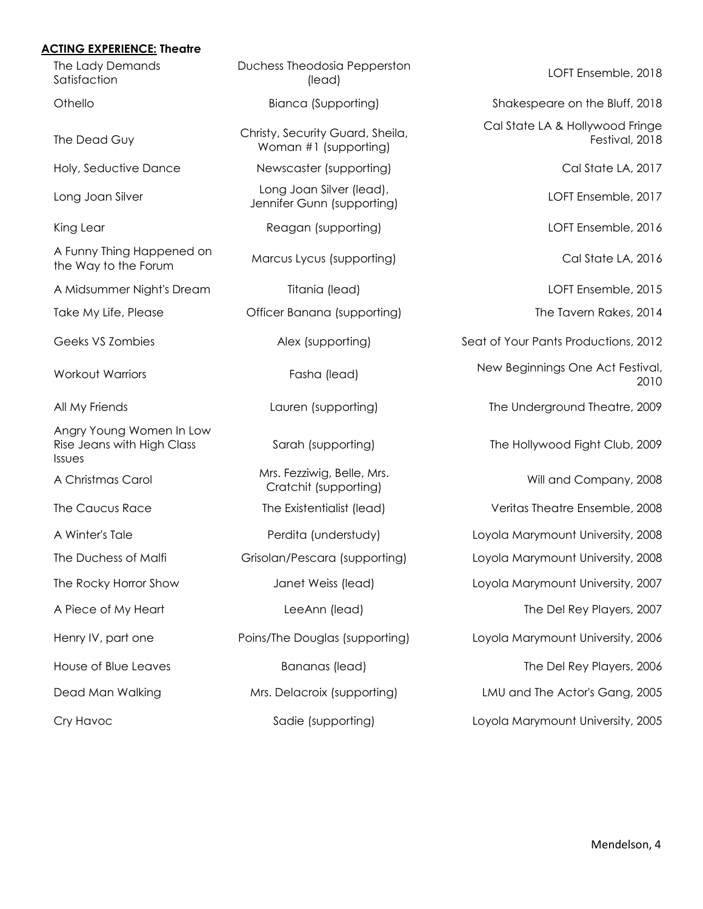**ACTING EXPERIENCE: Theatre**

| | | |
|---|---|---|
| The Lady Demands Satisfaction | Duchess Theodosia Pepperston (lead) | LOFT Ensemble, 2018 |
| Othello | Bianca (Supporting) | Shakespeare on the Bluff, 2018 |
| The Dead Guy | Christy, Security Guard, Sheila, Woman #1 (supporting) | Cal State LA & Hollywood Fringe Festival, 2018 |
| Holy, Seductive Dance | Newscaster (supporting) | Cal State LA, 2017 |
| Long Joan Silver | Long Joan Silver (lead), Jennifer Gunn (supporting) | LOFT Ensemble, 2017 |
| King Lear | Reagan (supporting) | LOFT Ensemble, 2016 |
| A Funny Thing Happened on the Way to the Forum | Marcus Lycus (supporting) | Cal State LA, 2016 |
| A Midsummer Night's Dream | Titania (lead) | LOFT Ensemble, 2015 |
| Take My Life, Please | Officer Banana (supporting) | The Tavern Rakes, 2014 |
| Geeks VS Zombies | Alex (supporting) | Seat of Your Pants Productions, 2012 |
| Workout Warriors | Fasha (lead) | New Beginnings One Act Festival, 2010 |
| All My Friends | Lauren (supporting) | The Underground Theatre, 2009 |
| Angry Young Women In Low Rise Jeans with High Class Issues | Sarah (supporting) | The Hollywood Fight Club, 2009 |
| A Christmas Carol | Mrs. Fezziwig, Belle, Mrs. Cratchit (supporting) | Will and Company, 2008 |
| The Caucus Race | The Existentialist (lead) | Veritas Theatre Ensemble, 2008 |
| A Winter's Tale | Perdita (understudy) | Loyola Marymount University, 2008 |
| The Duchess of Malfi | Grisolan/Pescara (supporting) | Loyola Marymount University, 2008 |
| The Rocky Horror Show | Janet Weiss (lead) | Loyola Marymount University, 2007 |
| A Piece of My Heart | LeeAnn (lead) | The Del Rey Players, 2007 |
| Henry IV, part one | Poins/The Douglas (supporting) | Loyola Marymount University, 2006 |
| House of Blue Leaves | Bananas (lead) | The Del Rey Players, 2006 |
| Dead Man Walking | Mrs. Delacroix (supporting) | LMU and The Actor's Gang, 2005 |
| Cry Havoc | Sadie (supporting) | Loyola Marymount University, 2005 |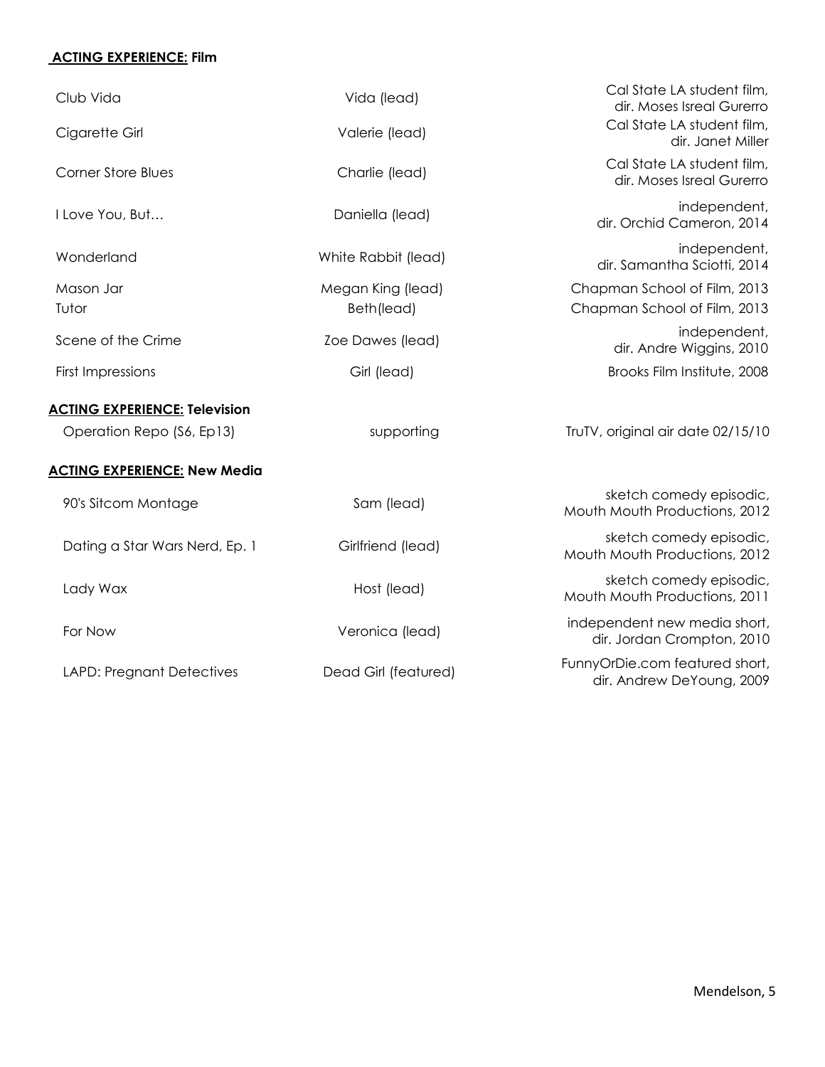**ACTING EXPERIENCE: Film**

| | | |
|---|---|---|
| Club Vida | Vida (lead) | Cal State LA student film, dir. Moses Isreal Gurerro |
| Cigarette Girl | Valerie (lead) | Cal State LA student film, dir. Janet Miller |
| Corner Store Blues | Charlie (lead) | Cal State LA student film, dir. Moses Isreal Gurerro |
| I Love You, But… | Daniella (lead) | independent, dir. Orchid Cameron, 2014 |
| Wonderland | White Rabbit (lead) | independent, dir. Samantha Sciotti, 2014 |
| Mason Jar | Megan King (lead) | Chapman School of Film, 2013 |
| Tutor | Beth(lead) | Chapman School of Film, 2013 |
| Scene of the Crime | Zoe Dawes (lead) | independent, dir. Andre Wiggins, 2010 |
| First Impressions | Girl (lead) | Brooks Film Institute, 2008 |

**ACTING EXPERIENCE: Television**

| | | |
|---|---|---|
| Operation Repo (S6, Ep13) | supporting | TruTV, original air date 02/15/10 |

**ACTING EXPERIENCE: New Media**

| | | |
|---|---|---|
| 90's Sitcom Montage | Sam (lead) | sketch comedy episodic, Mouth Mouth Productions, 2012 |
| Dating a Star Wars Nerd, Ep. 1 | Girlfriend (lead) | sketch comedy episodic, Mouth Mouth Productions, 2012 |
| Lady Wax | Host (lead) | sketch comedy episodic, Mouth Mouth Productions, 2011 |
| For Now | Veronica (lead) | independent new media short, dir. Jordan Crompton, 2010 |
| LAPD: Pregnant Detectives | Dead Girl (featured) | FunnyOrDie.com featured short, dir. Andrew DeYoung, 2009 |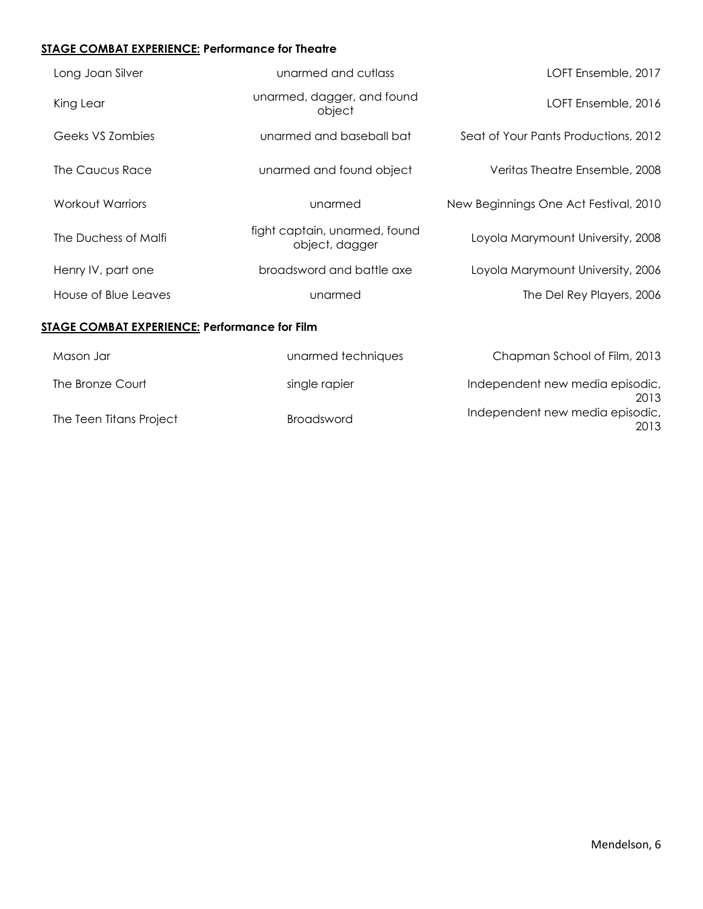**<u>STAGE COMBAT EXPERIENCE:</u> Performance for Theatre**

| | | |
|---|---|---|
| Long Joan Silver | unarmed and cutlass | LOFT Ensemble, 2017 |
| King Lear | unarmed, dagger, and found object | LOFT Ensemble, 2016 |
| Geeks VS Zombies | unarmed and baseball bat | Seat of Your Pants Productions, 2012 |
| The Caucus Race | unarmed and found object | Veritas Theatre Ensemble, 2008 |
| Workout Warriors | unarmed | New Beginnings One Act Festival, 2010 |
| The Duchess of Malfi | fight captain, unarmed, found object, dagger | Loyola Marymount University, 2008 |
| Henry IV, part one | broadsword and battle axe | Loyola Marymount University, 2006 |
| House of Blue Leaves | unarmed | The Del Rey Players, 2006 |

**<u>STAGE COMBAT EXPERIENCE:</u> Performance for Film**

| | | |
|---|---|---|
| Mason Jar | unarmed techniques | Chapman School of Film, 2013 |
| The Bronze Court | single rapier | Independent new media episodic, 2013 |
| The Teen Titans Project | Broadsword | Independent new media episodic, 2013 |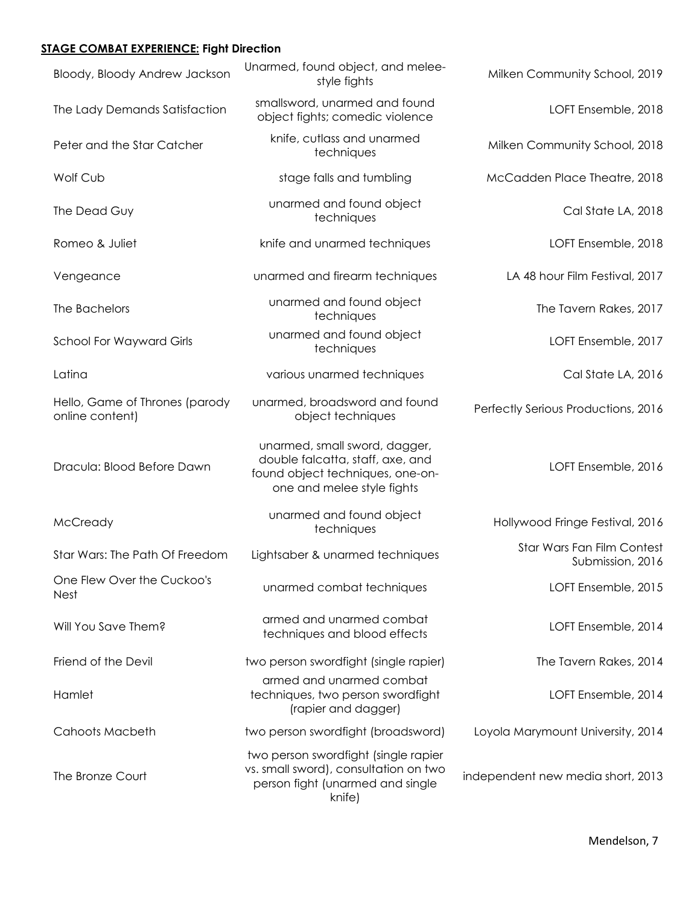**STAGE COMBAT EXPERIENCE: Fight Direction**

| | | |
|---|---|---|
| Bloody, Bloody Andrew Jackson | Unarmed, found object, and melee-style fights | Milken Community School, 2019 |
| The Lady Demands Satisfaction | smallsword, unarmed and found object fights; comedic violence | LOFT Ensemble, 2018 |
| Peter and the Star Catcher | knife, cutlass and unarmed techniques | Milken Community School, 2018 |
| Wolf Cub | stage falls and tumbling | McCadden Place Theatre, 2018 |
| The Dead Guy | unarmed and found object techniques | Cal State LA, 2018 |
| Romeo & Juliet | knife and unarmed techniques | LOFT Ensemble, 2018 |
| Vengeance | unarmed and firearm techniques | LA 48 hour Film Festival, 2017 |
| The Bachelors | unarmed and found object techniques | The Tavern Rakes, 2017 |
| School For Wayward Girls | unarmed and found object techniques | LOFT Ensemble, 2017 |
| Latina | various unarmed techniques | Cal State LA, 2016 |
| Hello, Game of Thrones (parody online content) | unarmed, broadsword and found object techniques | Perfectly Serious Productions, 2016 |
| Dracula: Blood Before Dawn | unarmed, small sword, dagger, double falcatta, staff, axe, and found object techniques, one-on-one and melee style fights | LOFT Ensemble, 2016 |
| McCready | unarmed and found object techniques | Hollywood Fringe Festival, 2016 |
| Star Wars: The Path Of Freedom | Lightsaber & unarmed techniques | Star Wars Fan Film Contest Submission, 2016 |
| One Flew Over the Cuckoo's Nest | unarmed combat techniques | LOFT Ensemble, 2015 |
| Will You Save Them? | armed and unarmed combat techniques and blood effects | LOFT Ensemble, 2014 |
| Friend of the Devil | two person swordfight (single rapier) | The Tavern Rakes, 2014 |
| Hamlet | armed and unarmed combat techniques, two person swordfight (rapier and dagger) | LOFT Ensemble, 2014 |
| Cahoots Macbeth | two person swordfight (broadsword) | Loyola Marymount University, 2014 |
| The Bronze Court | two person swordfight (single rapier vs. small sword), consultation on two person fight (unarmed and single knife) | independent new media short, 2013 |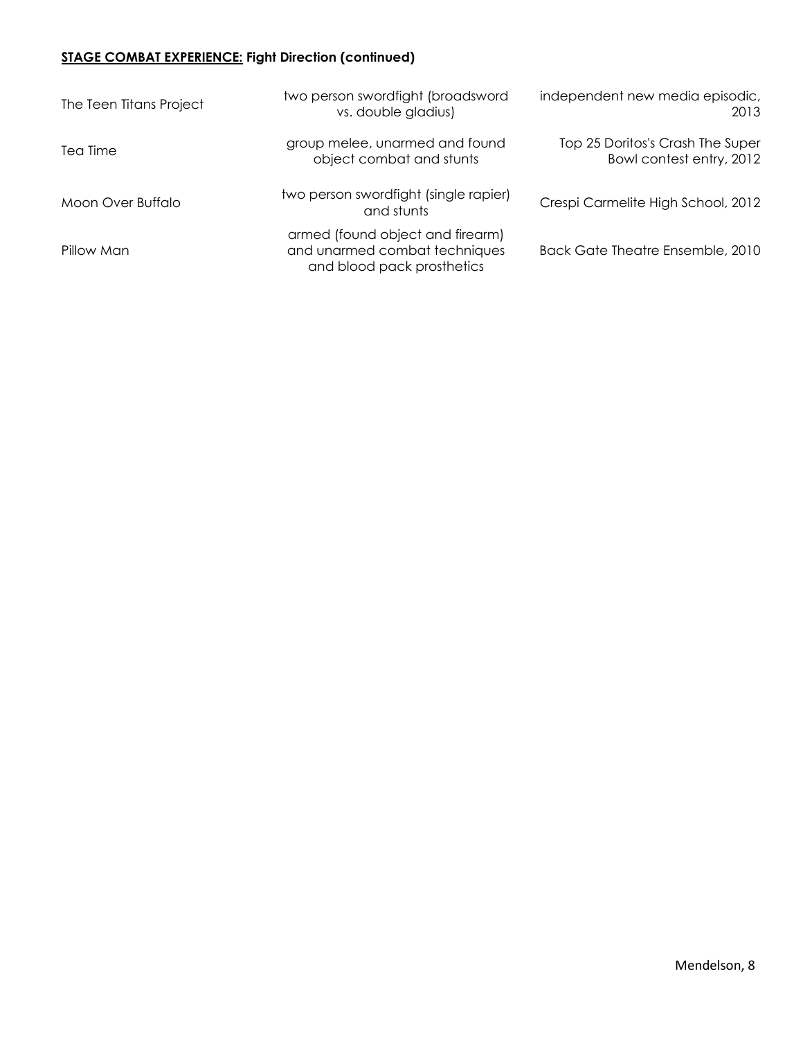**<u>STAGE COMBAT EXPERIENCE:</u> Fight Direction (continued)**

| | | |
|---|---|---|
| The Teen Titans Project | two person swordfight (broadsword vs. double gladius) | independent new media episodic, 2013 |
| Tea Time | group melee, unarmed and found object combat and stunts | Top 25 Doritos's Crash The Super Bowl contest entry, 2012 |
| Moon Over Buffalo | two person swordfight (single rapier) and stunts | Crespi Carmelite High School, 2012 |
| Pillow Man | armed (found object and firearm) and unarmed combat techniques and blood pack prosthetics | Back Gate Theatre Ensemble, 2010 |